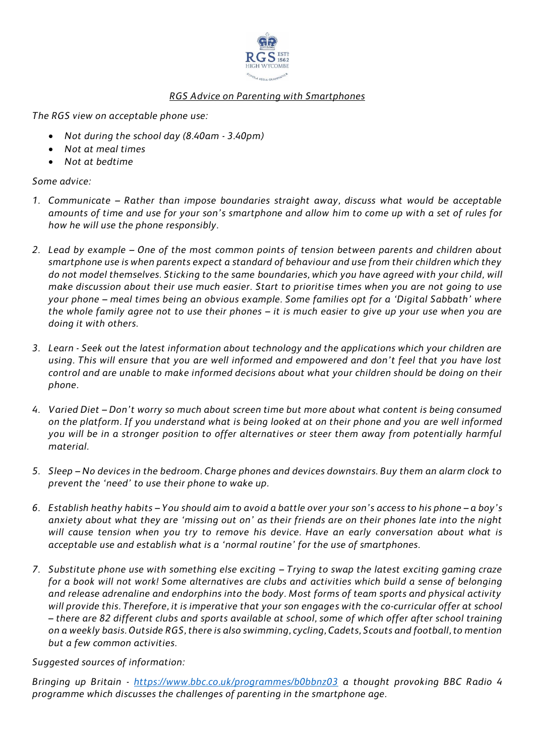RGS ESTD 1562
HIGH WYCOMBE

# *RGS Advice on Parenting with Smartphones*

*The RGS view on acceptable phone use:*

- *Not during the school day (8.40am - 3.40pm)*
- *Not at meal times*
- *Not at bedtime*

*Some advice:*

1. *Communicate – Rather than impose boundaries straight away, discuss what would be acceptable amounts of time and use for your son's smartphone and allow him to come up with a set of rules for how he will use the phone responsibly.*

2. *Lead by example – One of the most common points of tension between parents and children about smartphone use is when parents expect a standard of behaviour and use from their children which they do not model themselves. Sticking to the same boundaries, which you have agreed with your child, will make discussion about their use much easier. Start to prioritise times when you are not going to use your phone – meal times being an obvious example. Some families opt for a 'Digital Sabbath' where the whole family agree not to use their phones – it is much easier to give up your use when you are doing it with others.*

3. *Learn - Seek out the latest information about technology and the applications which your children are using. This will ensure that you are well informed and empowered and don't feel that you have lost control and are unable to make informed decisions about what your children should be doing on their phone.*

4. *Varied Diet – Don't worry so much about screen time but more about what content is being consumed on the platform. If you understand what is being looked at on their phone and you are well informed you will be in a stronger position to offer alternatives or steer them away from potentially harmful material.*

5. *Sleep – No devices in the bedroom. Charge phones and devices downstairs. Buy them an alarm clock to prevent the 'need' to use their phone to wake up.*

6. *Establish heathy habits – You should aim to avoid a battle over your son's access to his phone – a boy's anxiety about what they are 'missing out on' as their friends are on their phones late into the night will cause tension when you try to remove his device. Have an early conversation about what is acceptable use and establish what is a 'normal routine' for the use of smartphones.*

7. *Substitute phone use with something else exciting – Trying to swap the latest exciting gaming craze for a book will not work! Some alternatives are clubs and activities which build a sense of belonging and release adrenaline and endorphins into the body. Most forms of team sports and physical activity will provide this. Therefore, it is imperative that your son engages with the co-curricular offer at school – there are 82 different clubs and sports available at school, some of which offer after school training on a weekly basis. Outside RGS, there is also swimming, cycling, Cadets, Scouts and football, to mention but a few common activities.*

*Suggested sources of information:*

*Bringing up Britain - [https://www.bbc.co.uk/programmes/b0bbnz03](https://www.bbc.co.uk/programmes/b0bbnz03) a thought provoking BBC Radio 4 programme which discusses the challenges of parenting in the smartphone age.*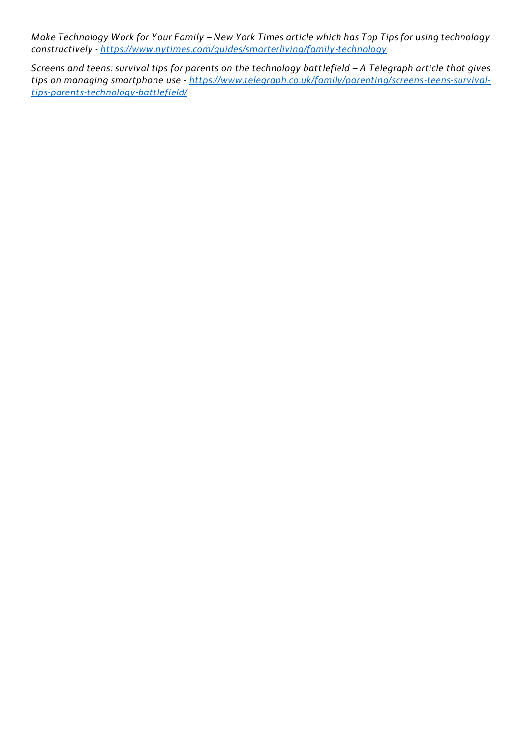*Make Technology Work for Your Family – New York Times article which has Top Tips for using technology constructively - [https://www.nytimes.com/guides/smarterliving/family-technology](https://www.nytimes.com/guides/smarterliving/family-technology)*

*Screens and teens: survival tips for parents on the technology battlefield – A Telegraph article that gives tips on managing smartphone use - [https://www.telegraph.co.uk/family/parenting/screens-teens-survival-tips-parents-technology-battlefield/](https://www.telegraph.co.uk/family/parenting/screens-teens-survival-tips-parents-technology-battlefield/)*